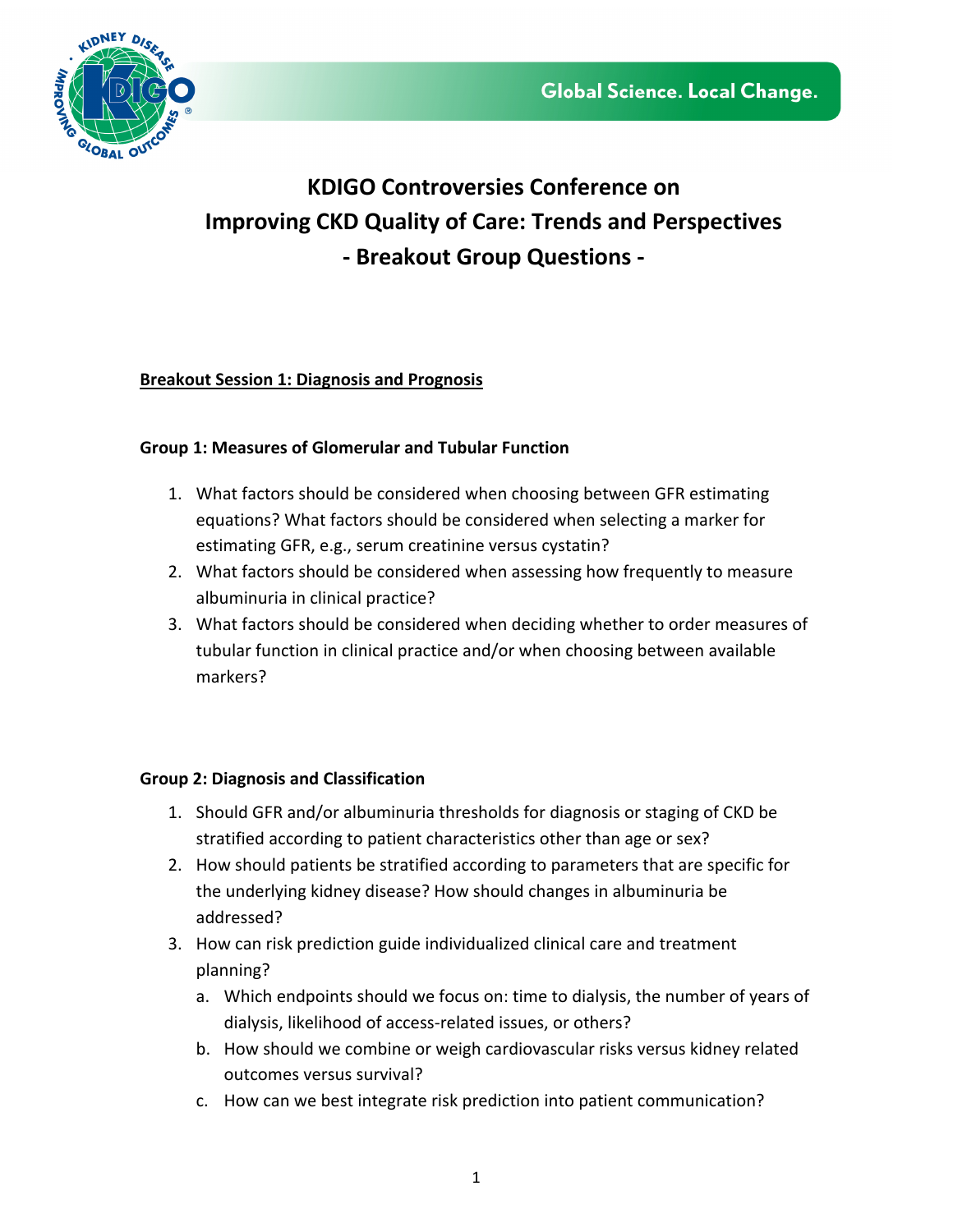# KDIGO Controversies Conference on Improving CKD Quality of Care: Trends and Perspectives - Breakout Group Questions -

## Breakout Session 1: Diagnosis and Prognosis

### Group 1: Measures of Glomerular and Tubular Function

1. What factors should be considered when choosing between GFR estimating equations? What factors should be considered when selecting a marker for estimating GFR, e.g., serum creatinine versus cystatin?
2. What factors should be considered when assessing how frequently to measure albuminuria in clinical practice?
3. What factors should be considered when deciding whether to order measures of tubular function in clinical practice and/or when choosing between available markers?

### Group 2: Diagnosis and Classification

1. Should GFR and/or albuminuria thresholds for diagnosis or staging of CKD be stratified according to patient characteristics other than age or sex?
2. How should patients be stratified according to parameters that are specific for the underlying kidney disease? How should changes in albuminuria be addressed?
3. How can risk prediction guide individualized clinical care and treatment planning?
   a. Which endpoints should we focus on: time to dialysis, the number of years of dialysis, likelihood of access-related issues, or others?
   b. How should we combine or weigh cardiovascular risks versus kidney related outcomes versus survival?
   c. How can we best integrate risk prediction into patient communication?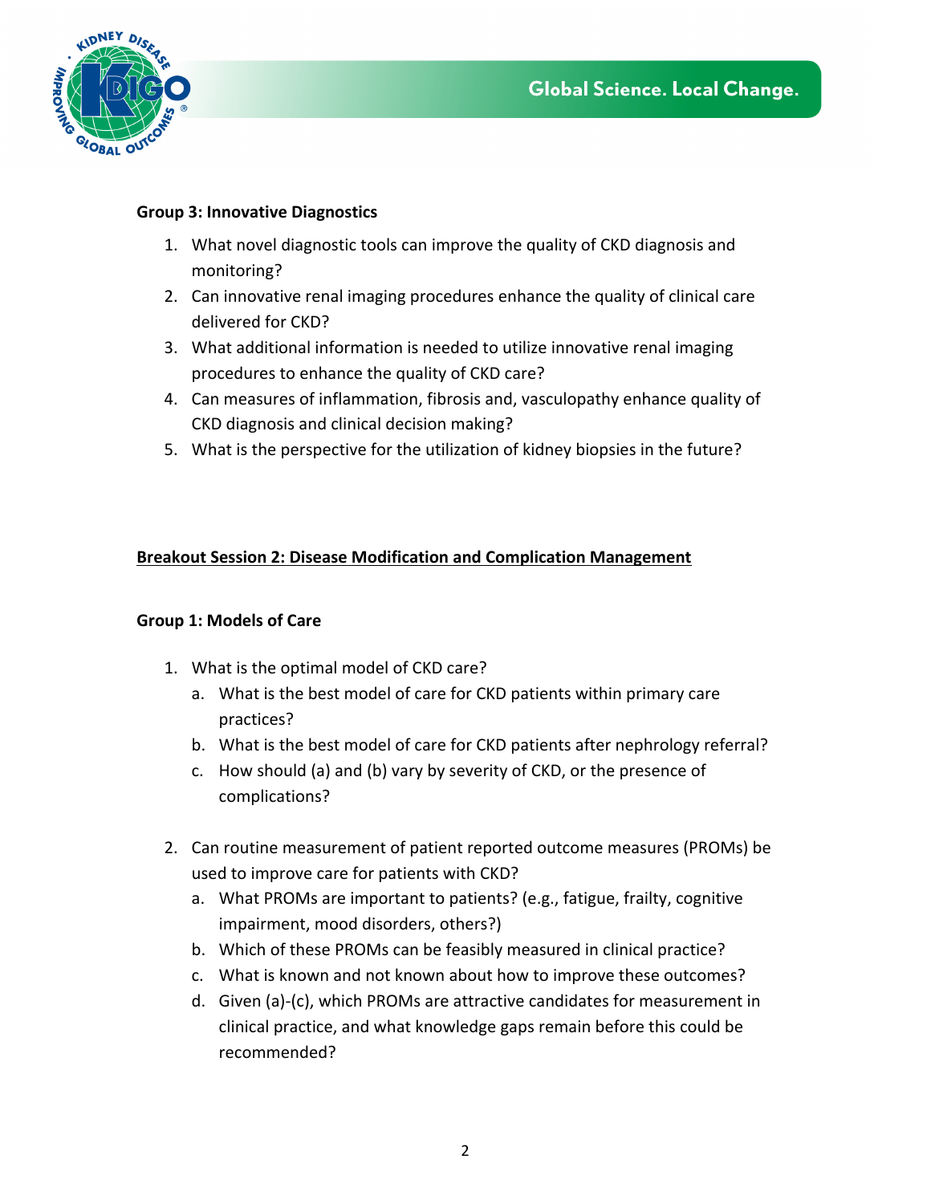**Group 3: Innovative Diagnostics**

1. What novel diagnostic tools can improve the quality of CKD diagnosis and monitoring?
2. Can innovative renal imaging procedures enhance the quality of clinical care delivered for CKD?
3. What additional information is needed to utilize innovative renal imaging procedures to enhance the quality of CKD care?
4. Can measures of inflammation, fibrosis and, vasculopathy enhance quality of CKD diagnosis and clinical decision making?
5. What is the perspective for the utilization of kidney biopsies in the future?

## Breakout Session 2: Disease Modification and Complication Management

**Group 1: Models of Care**

1. What is the optimal model of CKD care?
   a. What is the best model of care for CKD patients within primary care practices?
   b. What is the best model of care for CKD patients after nephrology referral?
   c. How should (a) and (b) vary by severity of CKD, or the presence of complications?

2. Can routine measurement of patient reported outcome measures (PROMs) be used to improve care for patients with CKD?
   a. What PROMs are important to patients? (e.g., fatigue, frailty, cognitive impairment, mood disorders, others?)
   b. Which of these PROMs can be feasibly measured in clinical practice?
   c. What is known and not known about how to improve these outcomes?
   d. Given (a)-(c), which PROMs are attractive candidates for measurement in clinical practice, and what knowledge gaps remain before this could be recommended?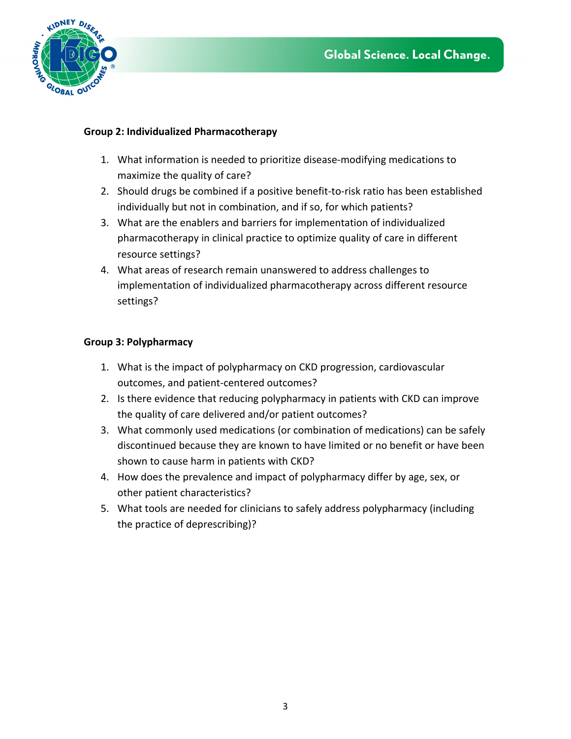**Group 2: Individualized Pharmacotherapy**

1. What information is needed to prioritize disease-modifying medications to maximize the quality of care?
2. Should drugs be combined if a positive benefit-to-risk ratio has been established individually but not in combination, and if so, for which patients?
3. What are the enablers and barriers for implementation of individualized pharmacotherapy in clinical practice to optimize quality of care in different resource settings?
4. What areas of research remain unanswered to address challenges to implementation of individualized pharmacotherapy across different resource settings?

**Group 3: Polypharmacy**

1. What is the impact of polypharmacy on CKD progression, cardiovascular outcomes, and patient-centered outcomes?
2. Is there evidence that reducing polypharmacy in patients with CKD can improve the quality of care delivered and/or patient outcomes?
3. What commonly used medications (or combination of medications) can be safely discontinued because they are known to have limited or no benefit or have been shown to cause harm in patients with CKD?
4. How does the prevalence and impact of polypharmacy differ by age, sex, or other patient characteristics?
5. What tools are needed for clinicians to safely address polypharmacy (including the practice of deprescribing)?